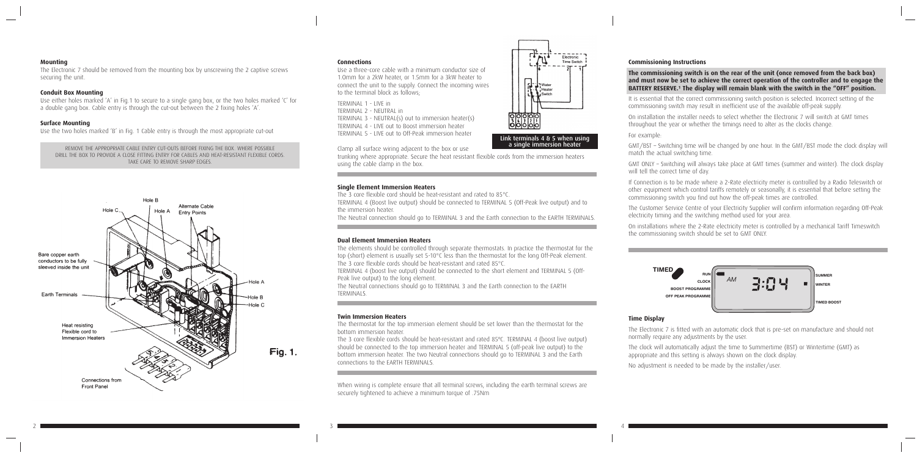### Mounting

The Electronic 7 should be removed from the mounting box by unscrewing the 2 captive screws securing the unit.

### Conduit Box Mounting

Use either holes marked 'A' in Fig.1 to secure to a single gang box, or the two holes marked 'C' for a double gang box. Cable entry is through the cut-out between the 2 fixing holes 'A'.

### Surface Mounting

Use the two holes marked 'B' in Fig. 1 Cable entry is through the most appropriate cut-out

REMOVE THE APPROPRIATE CABLE ENTRY CUT-OUTS BEFORE FIXING THE BOX. WHERE POSSIBLE DRILL THE BOX TO PROVIDE A CLOSE FITTING ENTRY FOR CABLES AND HEAT-RESISTANT FLEXIBLE CORDS. TAKE CARE TO REMOVE SHARP EDGES.

Fig. 1.

### Connections

Use a three-core cable with a minimum conductor size of 1.0mm for a 2kW heater, or 1.5mm for a 3kW heater to connect the unit to the supply. Connect the incoming wires to the terminal block as follows;

TERMINAL 1 - LIVE in
TERMINAL 2 - NEUTRAL in
TERMINAL 3 - NEUTRAL(s) out to immersion heater(s)
TERMINAL 4 - LIVE out to Boost immersion heater
TERMINAL 5 - LIVE out to Off-Peak immersion heater

Link terminals 4 & 5 when using a single immersion heater

Clamp all surface wiring adjacent to the box or use trunking where appropriate. Secure the heat resistant flexible cords from the immersion heaters using the cable clamp in the box.

### Single Element Immersion Heaters

The 3 core flexible cord should be heat-resistant and rated to 85°C.

TERMINAL 4 (Boost live output) should be connected to TERMINAL 5 (Off-Peak live output) and to the immersion heater.

The Neutral connection should go to TERMINAL 3 and the Earth connection to the EARTH TERMINALS.

### Dual Element Immersion Heaters

The elements should be controlled through separate thermostats. In practice the thermostat for the top (short) element is usually set 5-10°C less than the thermostat for the long Off-Peak element. The 3 core flexible cords should be heat-resistant and rated 85°C.

TERMINAL 4 (boost live output) should be connected to the short element and TERMINAL 5 (Off-Peak live output) to the long element.

The Neutral connections should go to TERMINAL 3 and the Earth connection to the EARTH TERMINALS.

### Twin Immersion Heaters

The thermostat for the top immersion element should be set lower than the thermostat for the bottom immersion heater.

The 3 core flexible cords should be heat-resistant and rated 85ºC. TERMINAL 4 (boost live output) should be connected to the top immersion heater and TERMINAL 5 (off-peak live output) to the bottom immersion heater. The two Neutral connections should go to TERMINAL 3 and the Earth connections to the EARTH TERMINALS.

When wiring is complete ensure that all terminal screws, including the earth terminal screws are securely tightened to achieve a minimum torque of .75Nm

### Commissioning Instructions

**The commissioning switch is on the rear of the unit (once removed from the back box) and must now be set to achieve the correct operation of the controller and to engage the BATTERY RESERVE.[1] The display will remain blank with the switch in the "OFF" position.**

It is essential that the correct commissioning switch position is selected. Incorrect setting of the commissioning switch may result in inefficient use of the available off-peak supply.

On installation the installer needs to select whether the Electronic 7 will switch at GMT times throughout the year or whether the timings need to alter as the clocks change.

For example:

GMT/BST – Switching time will be changed by one hour. In the GMT/BST mode the clock display will match the actual switching time.

GMT ONLY – Switching will always take place at GMT times (summer and winter). The clock display will tell the correct time of day.

If Connection is to be made where a 2-Rate electricity meter is controlled by a Radio Teleswitch or other equipment which control tariffs remotely or seasonally, it is essential that before setting the commissioning switch you find out how the off-peak times are controlled.

The Customer Service Centre of your Electricity Supplier will confirm information regarding Off-Peak electricity timing and the switching method used for your area.

On installations where the 2-Rate electricity meter is controlled by a mechanical Tariff Timeswitch the commissioning switch should be set to GMT ONLY.

### Time Display

The Electronic 7 is fitted with an automatic clock that is pre-set on manufacture and should not normally require any adjustments by the user.

The clock will automatically adjust the time to Summertime (BST) or Wintertime (GMT) as appropriate and this setting is always shown on the clock display.

No adjustment is needed to be made by the installer/user.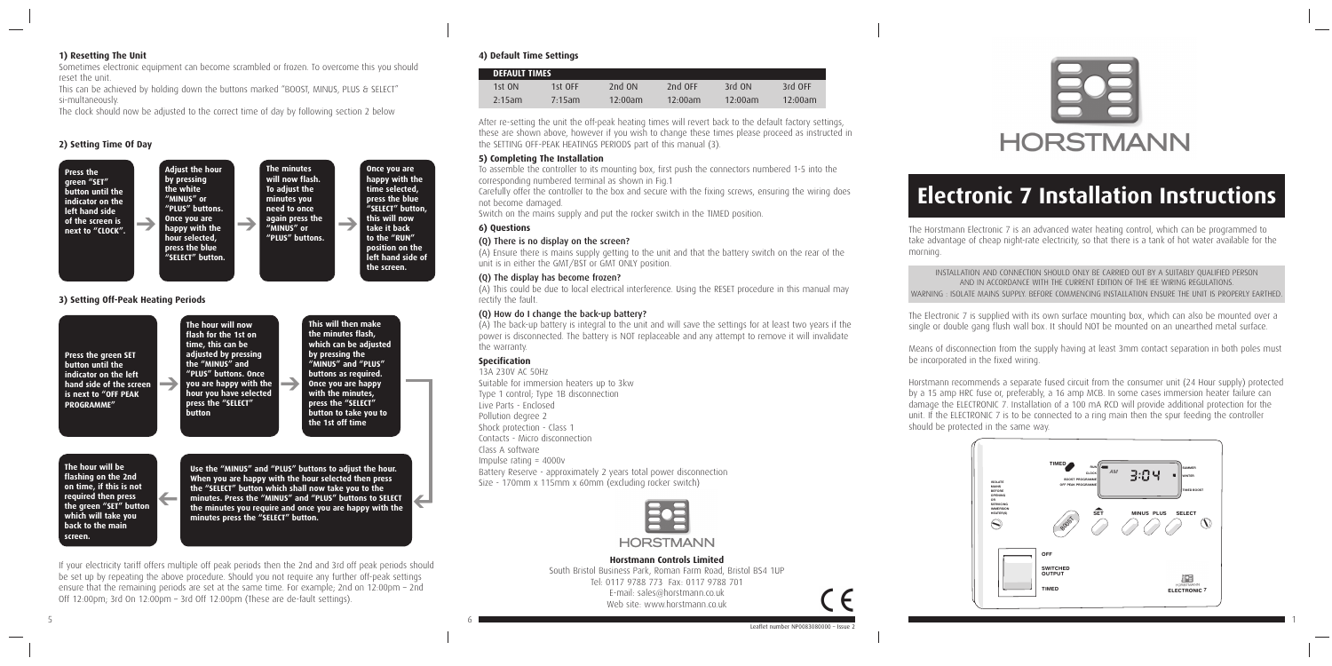## 1) Resetting The Unit

Sometimes electronic equipment can become scrambled or frozen. To overcome this you should reset the unit.

This can be achieved by holding down the buttons marked "BOOST, MINUS, PLUS & SELECT" si-multaneously.

The clock should now be adjusted to the correct time of day by following section 2 below

## 2) Setting Time Of Day

**Press the green "SET" button until the indicator on the left hand side of the screen is next to "CLOCK".** →

**Adjust the hour by pressing the white "MINUS" or "PLUS" buttons. Once you are happy with the hour selected, press the blue "SELECT" button.** →

**The minutes will now flash. To adjust the minutes you need to once again press the "MINUS" or "PLUS" buttons.** →

**Once you are happy with the time selected, press the blue "SELECT" button, this will now take it back to the "RUN" position on the left hand side of the screen.**

## 3) Setting Off-Peak Heating Periods

**Press the green SET button until the indicator on the left hand side of the screen is next to "OFF PEAK PROGRAMME"** →

**The hour will now flash for the 1st on time, this can be adjusted by pressing the "MINUS" and "PLUS" buttons. Once you are happy with the hour you have selected press the "SELECT" button** →

**This will then make the minutes flash, which can be adjusted by pressing the "MINUS" and "PLUS" buttons as required. Once you are happy with the minutes, press the "SELECT" button to take you to the 1st off time**

**Use the "MINUS" and "PLUS" buttons to adjust the hour. When you are happy with the hour selected then press the "SELECT" button which shall now take you to the minutes. Press the "MINUS" and "PLUS" buttons to SELECT the minutes you require and once you are happy with the minutes press the "SELECT" button.** ←

**The hour will be flashing on the 2nd on time, if this is not required then press the green "SET" button which will take you back to the main screen.**

If your electricity tariff offers multiple off peak periods then the 2nd and 3rd off peak periods should be set up by repeating the above procedure. Should you not require any further off-peak settings ensure that the remaining periods are set at the same time. For example; 2nd on 12:00pm – 2nd Off 12:00pm; 3rd On 12:00pm – 3rd Off 12:00pm (These are de-fault settings).

## 4) Default Time Settings

| DEFAULT TIMES | | | | | |
|---|---|---|---|---|---|
| 1st ON | 1st OFF | 2nd ON | 2nd OFF | 3rd ON | 3rd OFF |
| 2:15am | 7:15am | 12:00am | 12:00am | 12:00am | 12:00am |

After re-setting the unit the off-peak heating times will revert back to the default factory settings, these are shown above, however if you wish to change these times please proceed as instructed in the SETTING OFF-PEAK HEATINGS PERIODS part of this manual (3).

## 5) Completing The Installation

To assemble the controller to its mounting box, first push the connectors numbered 1-5 into the corresponding numbered terminal as shown in Fig.1

Carefully offer the controller to the box and secure with the fixing screws, ensuring the wiring does not become damaged.

Switch on the mains supply and put the rocker switch in the TIMED position.

## 6) Questions

### (Q) There is no display on the screen?

(A) Ensure there is mains supply getting to the unit and that the battery switch on the rear of the unit is in either the GMT/BST or GMT ONLY position.

### (Q) The display has become frozen?

(A) This could be due to local electrical interference. Using the RESET procedure in this manual may rectify the fault.

### (Q) How do I change the back-up battery?

(A) The back-up battery is integral to the unit and will save the settings for at least two years if the power is disconnected. The battery is NOT replaceable and any attempt to remove it will invalidate the warranty.

### Specification

13A 230V AC 50Hz
Suitable for immersion heaters up to 3kw
Type 1 control; Type 1B disconnection
Live Parts - Enclosed
Pollution degree 2
Shock protection - Class 1
Contacts - Micro disconnection
Class A software
Impulse rating = 4000v
Battery Reserve - approximately 2 years total power disconnection
Size - 170mm x 115mm x 60mm (excluding rocker switch)

HORSTMANN

**Horstmann Controls Limited**
South Bristol Business Park, Roman Farm Road, Bristol BS4 1UP
Tel: 0117 9788 773 Fax: 0117 9788 701
E-mail: sales@horstmann.co.uk
Web site: www.horstmann.co.uk

CE

Leaflet number NP0083080000 – Issue 2

HORSTMANN

# Electronic 7 Installation Instructions

The Horstmann Electronic 7 is an advanced water heating control, which can be programmed to take advantage of cheap night-rate electricity, so that there is a tank of hot water available for the morning.

INSTALLATION AND CONNECTION SHOULD ONLY BE CARRIED OUT BY A SUITABLY QUALIFIED PERSON AND IN ACCORDANCE WITH THE CURRENT EDITION OF THE IEE WIRING REGULATIONS.
WARNING : ISOLATE MAINS SUPPLY. BEFORE COMMENCING INSTALLATION ENSURE THE UNIT IS PROPERLY EARTHED.

The Electronic 7 is supplied with its own surface mounting box, which can also be mounted over a single or double gang flush wall box. It should NOT be mounted on an unearthed metal surface.

Means of disconnection from the supply having at least 3mm contact separation in both poles must be incorporated in the fixed wiring.

Horstmann recommends a separate fused circuit from the consumer unit (24 Hour supply) protected by a 15 amp HRC fuse or, preferably, a 16 amp MCB. In some cases immersion heater failure can damage the ELECTRONIC 7. Installation of a 100 mA RCD will provide additional protection for the unit. If the ELECTRONIC 7 is to be connected to a ring main then the spur feeding the controller should be protected in the same way.

TIMED
RUN
CLOCK
BOOST PROGRAMME
OFF PEAK PROGRAMME
AM 3:04
SUMMER
WINTER
TIMED BOOST
ISOLATE MAINS BEFORE OPENING OR SERVICING WARNING HEATING
BOOST SET MINUS PLUS SELECT
OFF
SWITCHED OUTPUT
TIMED
HORSTMANN ELECTRONIC 7